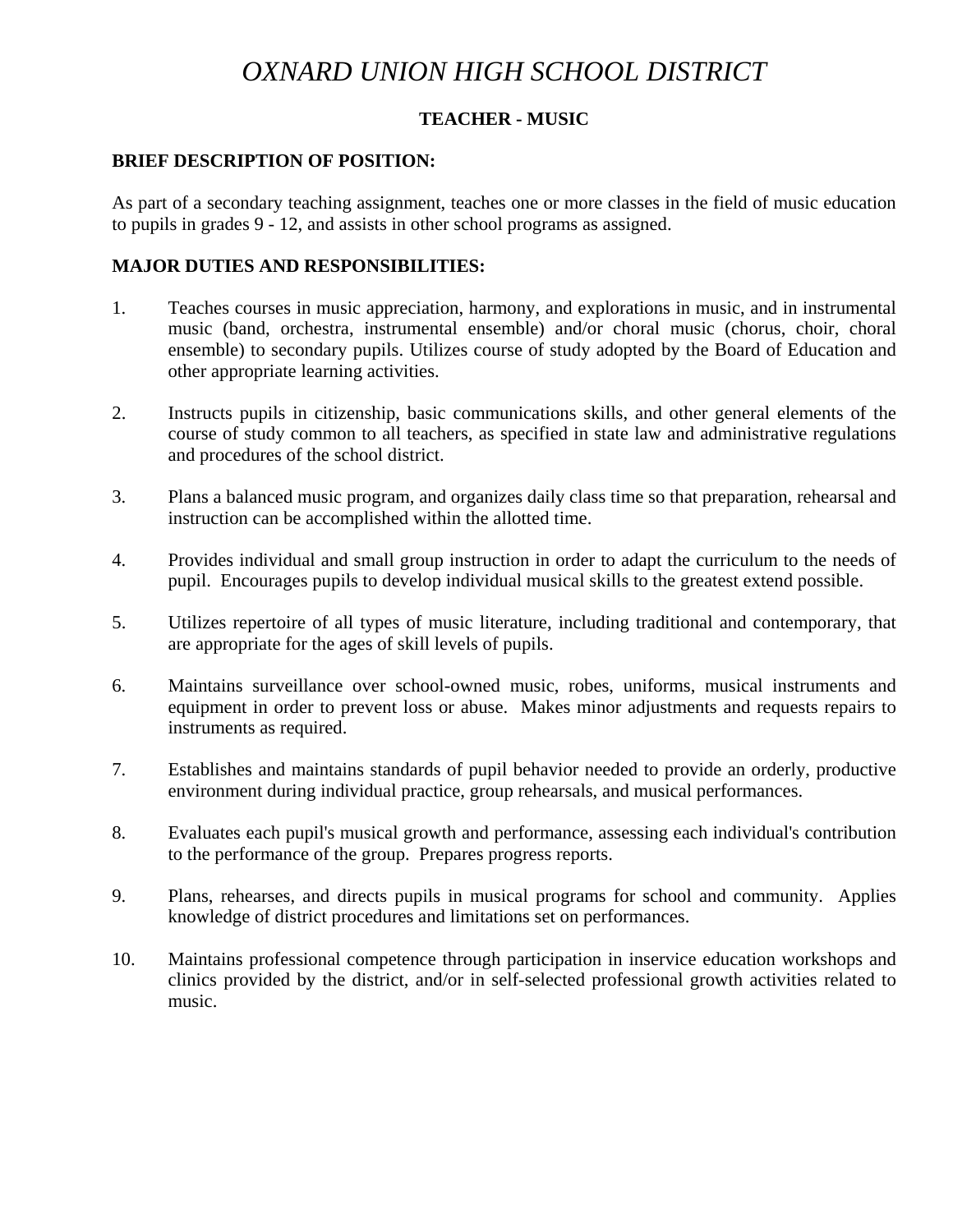# *OXNARD UNION HIGH SCHOOL DISTRICT*

## TEACHER - MUSIC

**BRIEF DESCRIPTION OF POSITION:**

As part of a secondary teaching assignment, teaches one or more classes in the field of music education to pupils in grades 9 - 12, and assists in other school programs as assigned.

**MAJOR DUTIES AND RESPONSIBILITIES:**

1. Teaches courses in music appreciation, harmony, and explorations in music, and in instrumental music (band, orchestra, instrumental ensemble) and/or choral music (chorus, choir, choral ensemble) to secondary pupils. Utilizes course of study adopted by the Board of Education and other appropriate learning activities.

2. Instructs pupils in citizenship, basic communications skills, and other general elements of the course of study common to all teachers, as specified in state law and administrative regulations and procedures of the school district.

3. Plans a balanced music program, and organizes daily class time so that preparation, rehearsal and instruction can be accomplished within the allotted time.

4. Provides individual and small group instruction in order to adapt the curriculum to the needs of pupil. Encourages pupils to develop individual musical skills to the greatest extend possible.

5. Utilizes repertoire of all types of music literature, including traditional and contemporary, that are appropriate for the ages of skill levels of pupils.

6. Maintains surveillance over school-owned music, robes, uniforms, musical instruments and equipment in order to prevent loss or abuse. Makes minor adjustments and requests repairs to instruments as required.

7. Establishes and maintains standards of pupil behavior needed to provide an orderly, productive environment during individual practice, group rehearsals, and musical performances.

8. Evaluates each pupil's musical growth and performance, assessing each individual's contribution to the performance of the group. Prepares progress reports.

9. Plans, rehearses, and directs pupils in musical programs for school and community. Applies knowledge of district procedures and limitations set on performances.

10. Maintains professional competence through participation in inservice education workshops and clinics provided by the district, and/or in self-selected professional growth activities related to music.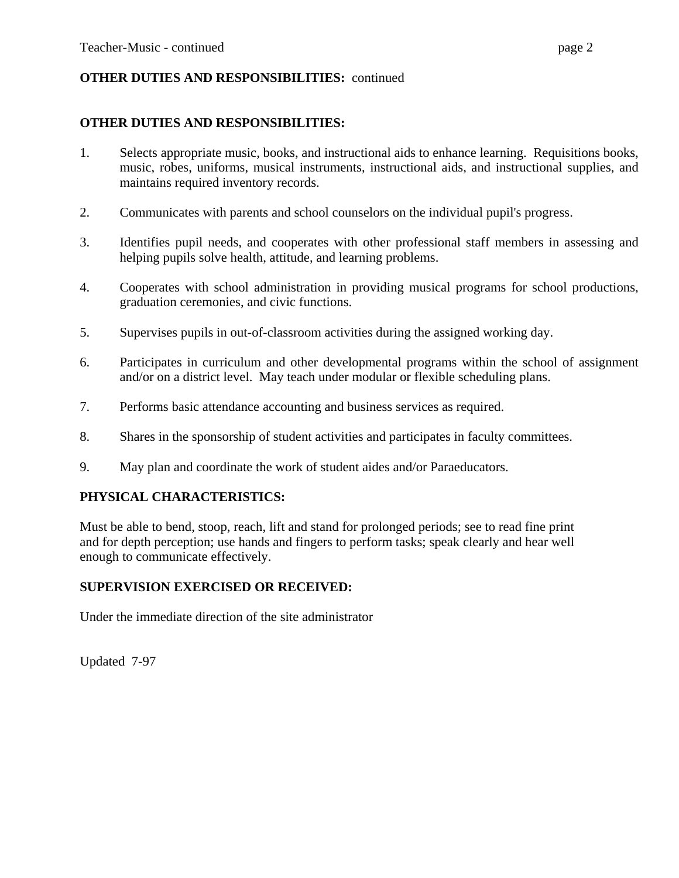**OTHER DUTIES AND RESPONSIBILITIES:** continued

**OTHER DUTIES AND RESPONSIBILITIES:**

1. Selects appropriate music, books, and instructional aids to enhance learning. Requisitions books, music, robes, uniforms, musical instruments, instructional aids, and instructional supplies, and maintains required inventory records.

2. Communicates with parents and school counselors on the individual pupil's progress.

3. Identifies pupil needs, and cooperates with other professional staff members in assessing and helping pupils solve health, attitude, and learning problems.

4. Cooperates with school administration in providing musical programs for school productions, graduation ceremonies, and civic functions.

5. Supervises pupils in out-of-classroom activities during the assigned working day.

6. Participates in curriculum and other developmental programs within the school of assignment and/or on a district level. May teach under modular or flexible scheduling plans.

7. Performs basic attendance accounting and business services as required.

8. Shares in the sponsorship of student activities and participates in faculty committees.

9. May plan and coordinate the work of student aides and/or Paraeducators.

**PHYSICAL CHARACTERISTICS:**

Must be able to bend, stoop, reach, lift and stand for prolonged periods; see to read fine print and for depth perception; use hands and fingers to perform tasks; speak clearly and hear well enough to communicate effectively.

**SUPERVISION EXERCISED OR RECEIVED:**

Under the immediate direction of the site administrator

Updated 7-97